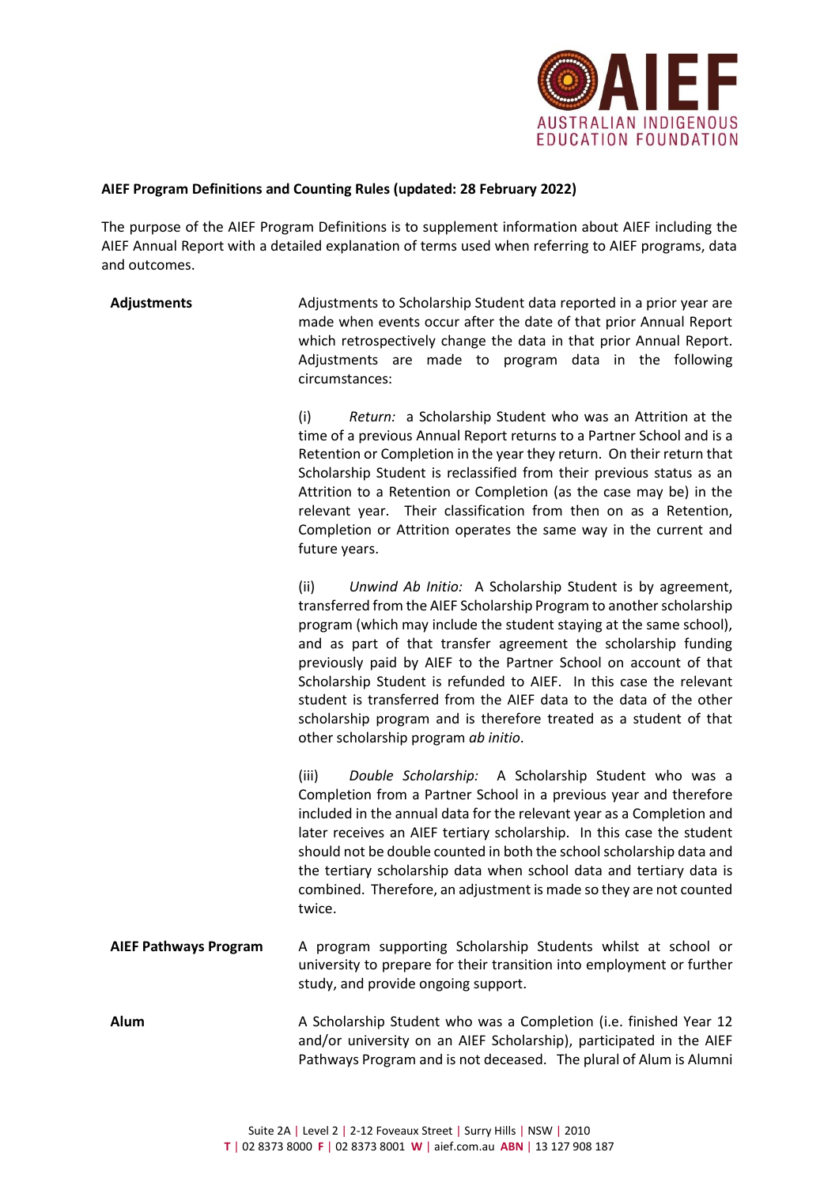**AIEF Program Definitions and Counting Rules (updated: 28 February 2022)**

The purpose of the AIEF Program Definitions is to supplement information about AIEF including the AIEF Annual Report with a detailed explanation of terms used when referring to AIEF programs, data and outcomes.

**Adjustments**

Adjustments to Scholarship Student data reported in a prior year are made when events occur after the date of that prior Annual Report which retrospectively change the data in that prior Annual Report. Adjustments are made to program data in the following circumstances:

(i) *Return:* a Scholarship Student who was an Attrition at the time of a previous Annual Report returns to a Partner School and is a Retention or Completion in the year they return. On their return that Scholarship Student is reclassified from their previous status as an Attrition to a Retention or Completion (as the case may be) in the relevant year. Their classification from then on as a Retention, Completion or Attrition operates the same way in the current and future years.

(ii) *Unwind Ab Initio:* A Scholarship Student is by agreement, transferred from the AIEF Scholarship Program to another scholarship program (which may include the student staying at the same school), and as part of that transfer agreement the scholarship funding previously paid by AIEF to the Partner School on account of that Scholarship Student is refunded to AIEF. In this case the relevant student is transferred from the AIEF data to the data of the other scholarship program and is therefore treated as a student of that other scholarship program *ab initio*.

(iii) *Double Scholarship:* A Scholarship Student who was a Completion from a Partner School in a previous year and therefore included in the annual data for the relevant year as a Completion and later receives an AIEF tertiary scholarship. In this case the student should not be double counted in both the school scholarship data and the tertiary scholarship data when school data and tertiary data is combined. Therefore, an adjustment is made so they are not counted twice.

**AIEF Pathways Program**

A program supporting Scholarship Students whilst at school or university to prepare for their transition into employment or further study, and provide ongoing support.

**Alum**

A Scholarship Student who was a Completion (i.e. finished Year 12 and/or university on an AIEF Scholarship), participated in the AIEF Pathways Program and is not deceased. The plural of Alum is Alumni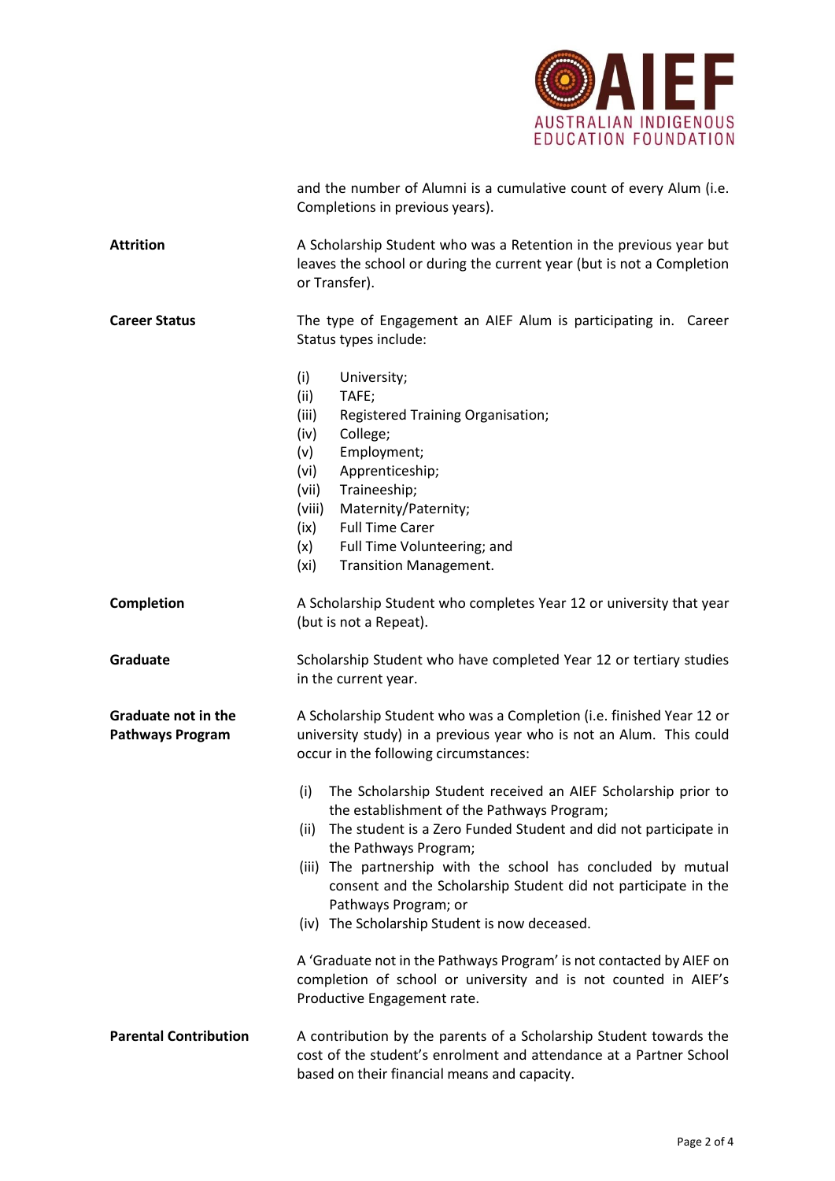and the number of Alumni is a cumulative count of every Alum (i.e. Completions in previous years).

**Attrition**

A Scholarship Student who was a Retention in the previous year but leaves the school or during the current year (but is not a Completion or Transfer).

**Career Status**

The type of Engagement an AIEF Alum is participating in. Career Status types include:

(i) University;
(ii) TAFE;
(iii) Registered Training Organisation;
(iv) College;
(v) Employment;
(vi) Apprenticeship;
(vii) Traineeship;
(viii) Maternity/Paternity;
(ix) Full Time Carer
(x) Full Time Volunteering; and
(xi) Transition Management.

**Completion**

A Scholarship Student who completes Year 12 or university that year (but is not a Repeat).

**Graduate**

Scholarship Student who have completed Year 12 or tertiary studies in the current year.

**Graduate not in the Pathways Program**

A Scholarship Student who was a Completion (i.e. finished Year 12 or university study) in a previous year who is not an Alum. This could occur in the following circumstances:

(i) The Scholarship Student received an AIEF Scholarship prior to the establishment of the Pathways Program;
(ii) The student is a Zero Funded Student and did not participate in the Pathways Program;
(iii) The partnership with the school has concluded by mutual consent and the Scholarship Student did not participate in the Pathways Program; or
(iv) The Scholarship Student is now deceased.

A 'Graduate not in the Pathways Program' is not contacted by AIEF on completion of school or university and is not counted in AIEF's Productive Engagement rate.

**Parental Contribution**

A contribution by the parents of a Scholarship Student towards the cost of the student's enrolment and attendance at a Partner School based on their financial means and capacity.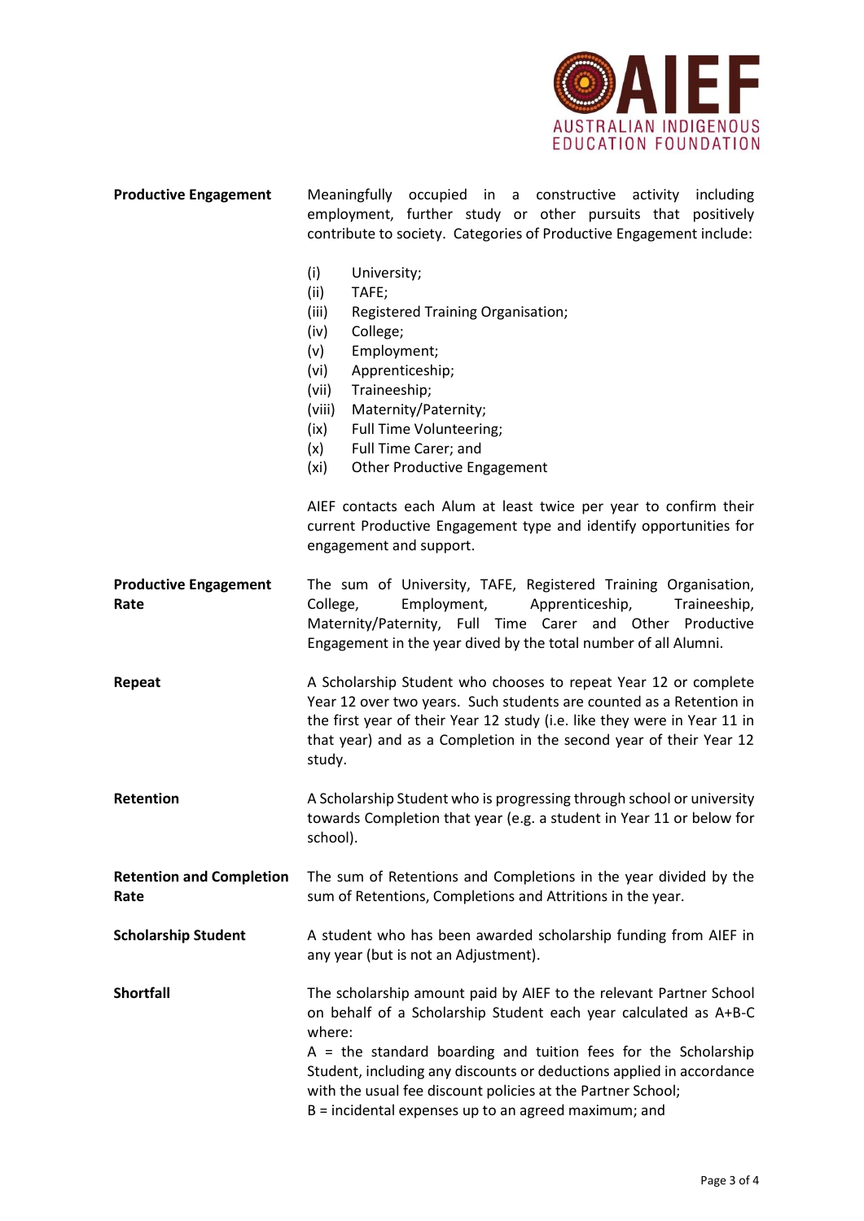**Productive Engagement**

Meaningfully occupied in a constructive activity including employment, further study or other pursuits that positively contribute to society. Categories of Productive Engagement include:

(i) University;
(ii) TAFE;
(iii) Registered Training Organisation;
(iv) College;
(v) Employment;
(vi) Apprenticeship;
(vii) Traineeship;
(viii) Maternity/Paternity;
(ix) Full Time Volunteering;
(x) Full Time Carer; and
(xi) Other Productive Engagement

AIEF contacts each Alum at least twice per year to confirm their current Productive Engagement type and identify opportunities for engagement and support.

**Productive Engagement Rate**

The sum of University, TAFE, Registered Training Organisation, College, Employment, Apprenticeship, Traineeship, Maternity/Paternity, Full Time Carer and Other Productive Engagement in the year dived by the total number of all Alumni.

**Repeat**

A Scholarship Student who chooses to repeat Year 12 or complete Year 12 over two years. Such students are counted as a Retention in the first year of their Year 12 study (i.e. like they were in Year 11 in that year) and as a Completion in the second year of their Year 12 study.

**Retention**

A Scholarship Student who is progressing through school or university towards Completion that year (e.g. a student in Year 11 or below for school).

**Retention and Completion Rate**

The sum of Retentions and Completions in the year divided by the sum of Retentions, Completions and Attritions in the year.

**Scholarship Student**

A student who has been awarded scholarship funding from AIEF in any year (but is not an Adjustment).

**Shortfall**

The scholarship amount paid by AIEF to the relevant Partner School on behalf of a Scholarship Student each year calculated as A+B-C where:
A = the standard boarding and tuition fees for the Scholarship Student, including any discounts or deductions applied in accordance with the usual fee discount policies at the Partner School;
B = incidental expenses up to an agreed maximum; and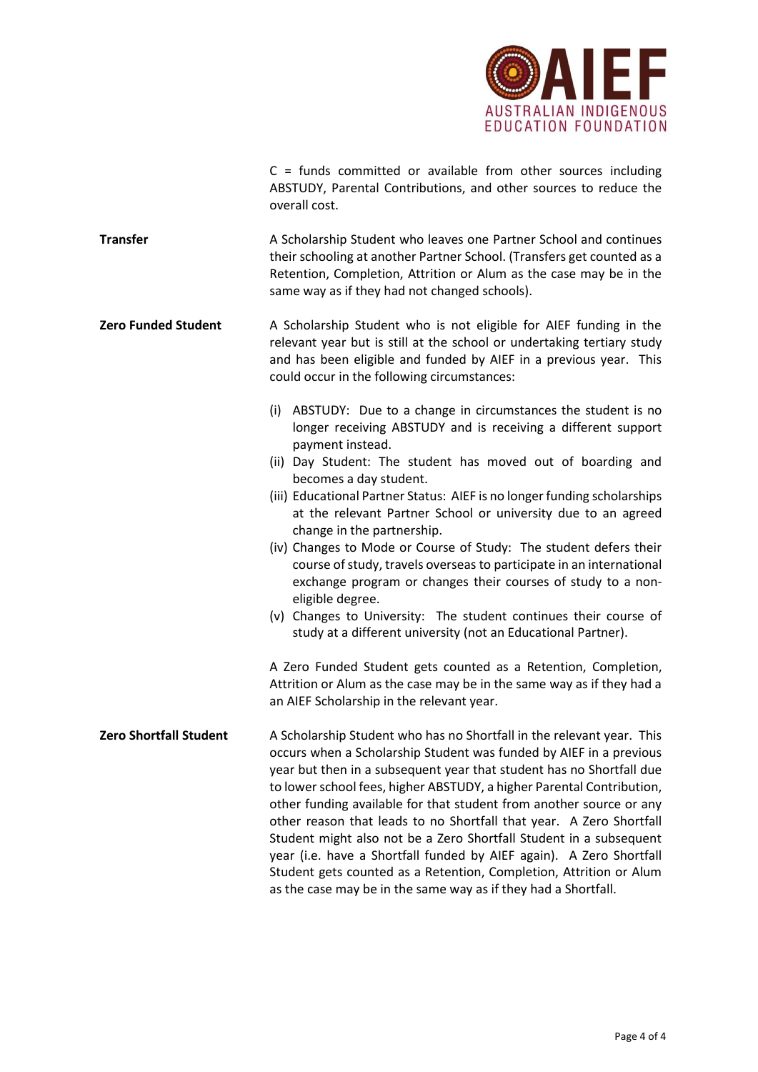C = funds committed or available from other sources including ABSTUDY, Parental Contributions, and other sources to reduce the overall cost.

**Transfer**

A Scholarship Student who leaves one Partner School and continues their schooling at another Partner School. (Transfers get counted as a Retention, Completion, Attrition or Alum as the case may be in the same way as if they had not changed schools).

**Zero Funded Student**

A Scholarship Student who is not eligible for AIEF funding in the relevant year but is still at the school or undertaking tertiary study and has been eligible and funded by AIEF in a previous year. This could occur in the following circumstances:

(i) ABSTUDY: Due to a change in circumstances the student is no longer receiving ABSTUDY and is receiving a different support payment instead.
(ii) Day Student: The student has moved out of boarding and becomes a day student.
(iii) Educational Partner Status: AIEF is no longer funding scholarships at the relevant Partner School or university due to an agreed change in the partnership.
(iv) Changes to Mode or Course of Study: The student defers their course of study, travels overseas to participate in an international exchange program or changes their courses of study to a non-eligible degree.
(v) Changes to University: The student continues their course of study at a different university (not an Educational Partner).

A Zero Funded Student gets counted as a Retention, Completion, Attrition or Alum as the case may be in the same way as if they had a an AIEF Scholarship in the relevant year.

**Zero Shortfall Student**

A Scholarship Student who has no Shortfall in the relevant year. This occurs when a Scholarship Student was funded by AIEF in a previous year but then in a subsequent year that student has no Shortfall due to lower school fees, higher ABSTUDY, a higher Parental Contribution, other funding available for that student from another source or any other reason that leads to no Shortfall that year. A Zero Shortfall Student might also not be a Zero Shortfall Student in a subsequent year (i.e. have a Shortfall funded by AIEF again). A Zero Shortfall Student gets counted as a Retention, Completion, Attrition or Alum as the case may be in the same way as if they had a Shortfall.